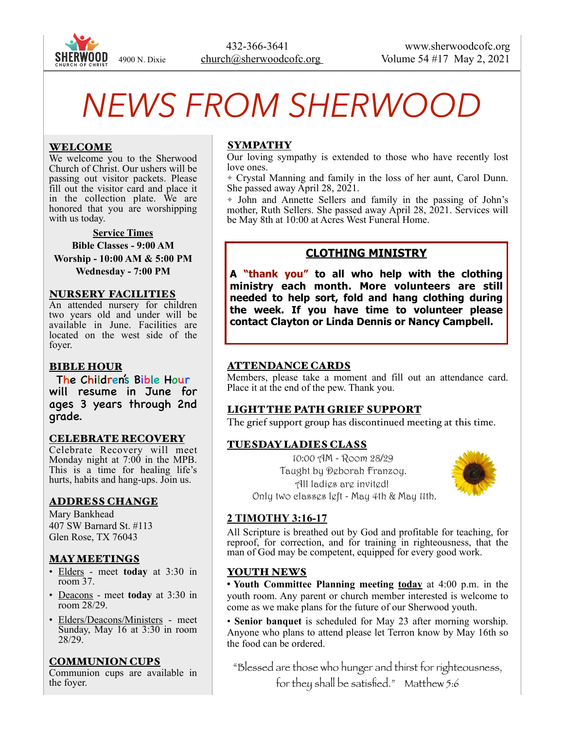SHERWOOD CHURCH OF CHRIST

4900 N. Dixie

432-366-3641
church@sherwoodcofc.org

www.sherwoodcofc.org
Volume 54 #17 May 2, 2021

# *NEWS FROM SHERWOOD*

## WELCOME

We welcome you to the Sherwood Church of Christ. Our ushers will be passing out visitor packets. Please fill out the visitor card and place it in the collection plate. We are honored that you are worshipping with us today.

**Service Times**

**Bible Classes - 9:00 AM**
**Worship - 10:00 AM & 5:00 PM**
**Wednesday - 7:00 PM**

## NURSERY FACILITIES

An attended nursery for children two years old and under will be available in June. Facilities are located on the west side of the foyer.

## BIBLE HOUR

The Children's Bible Hour will resume in June for ages 3 years through 2nd grade.

## CELEBRATE RECOVERY

Celebrate Recovery will meet Monday night at 7:00 in the MPB. This is a time for healing life's hurts, habits and hang-ups. Join us.

## ADDRESS CHANGE

Mary Bankhead
407 SW Barnard St. #113
Glen Rose, TX 76043

## MAY MEETINGS

- Elders - meet **today** at 3:30 in room 37.
- Deacons - meet **today** at 3:30 in room 28/29.
- Elders/Deacons/Ministers - meet Sunday, May 16 at 3:30 in room 28/29.

## COMMUNION CUPS

Communion cups are available in the foyer.

## SYMPATHY

Our loving sympathy is extended to those who have recently lost love ones.

✦ Crystal Manning and family in the loss of her aunt, Carol Dunn. She passed away April 28, 2021.

✦ John and Annette Sellers and family in the passing of John's mother, Ruth Sellers. She passed away April 28, 2021. Services will be May 8th at 10:00 at Acres West Funeral Home.

## CLOTHING MINISTRY

**A "thank you" to all who help with the clothing ministry each month. More volunteers are still needed to help sort, fold and hang clothing during the week. If you have time to volunteer please contact Clayton or Linda Dennis or Nancy Campbell.**

## ATTENDANCE CARDS

Members, please take a moment and fill out an attendance card. Place it at the end of the pew. Thank you.

## LIGHT THE PATH GRIEF SUPPORT

The grief support group has discontinued meeting at this time.

## TUESDAY LADIES CLASS

10:00 AM - Room 28/29
Taught by Deborah Franzoy.
All ladies are invited!
Only two classes left - May 4th & May 11th.

## 2 TIMOTHY 3:16-17

All Scripture is breathed out by God and profitable for teaching, for reproof, for correction, and for training in righteousness, that the man of God may be competent, equipped for every good work.

## YOUTH NEWS

• **Youth Committee Planning meeting** **today** at 4:00 p.m. in the youth room. Any parent or church member interested is welcome to come as we make plans for the future of our Sherwood youth.

• **Senior banquet** is scheduled for May 23 after morning worship. Anyone who plans to attend please let Terron know by May 16th so the food can be ordered.

"Blessed are those who hunger and thirst for righteousness, for they shall be satisfied." Matthew 5:6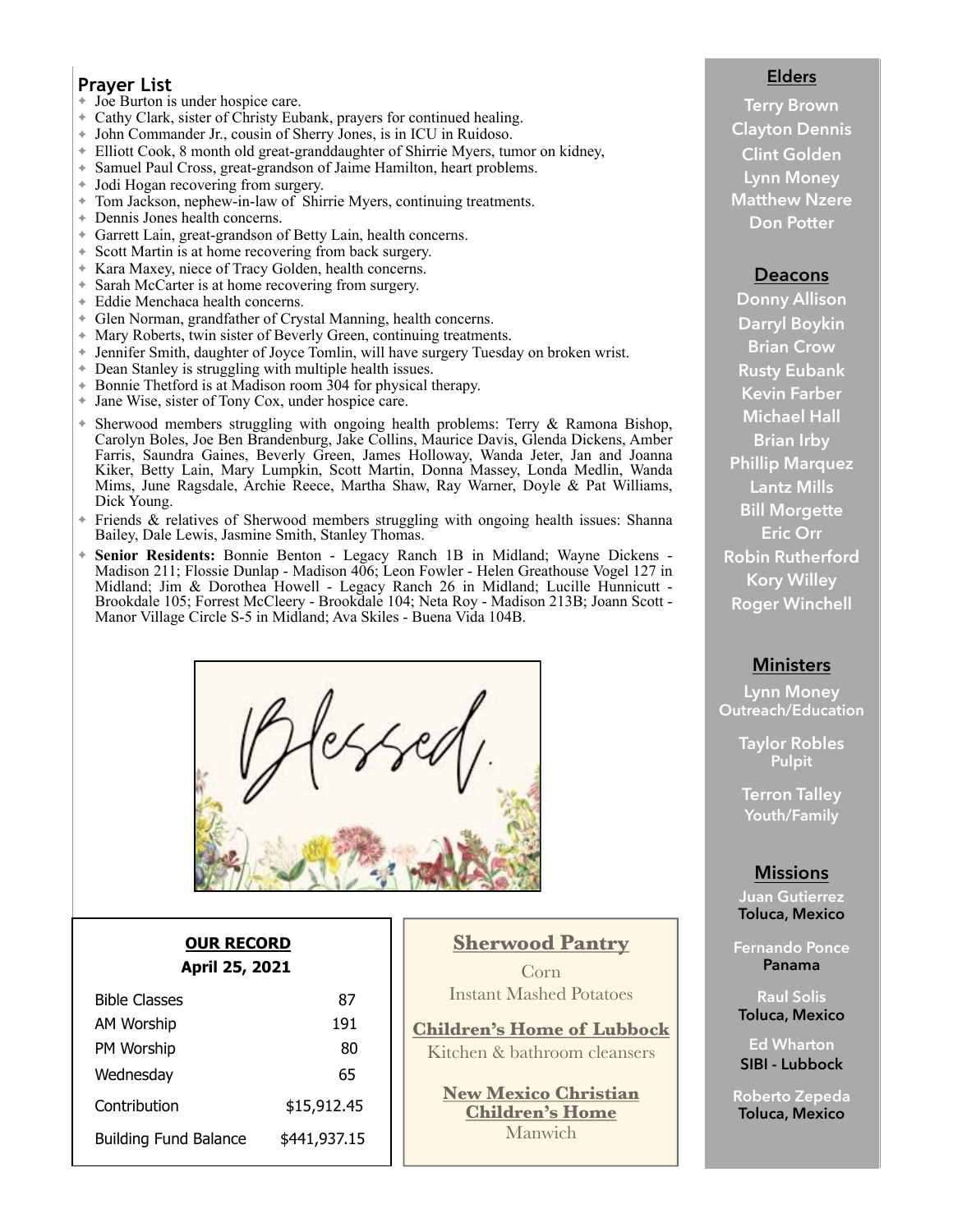## Prayer List

- Joe Burton is under hospice care.
- Cathy Clark, sister of Christy Eubank, prayers for continued healing.
- John Commander Jr., cousin of Sherry Jones, is in ICU in Ruidoso.
- Elliott Cook, 8 month old great-granddaughter of Shirrie Myers, tumor on kidney,
- Samuel Paul Cross, great-grandson of Jaime Hamilton, heart problems.
- Jodi Hogan recovering from surgery.
- Tom Jackson, nephew-in-law of Shirrie Myers, continuing treatments.
- Dennis Jones health concerns.
- Garrett Lain, great-grandson of Betty Lain, health concerns.
- Scott Martin is at home recovering from back surgery.
- Kara Maxey, niece of Tracy Golden, health concerns.
- Sarah McCarter is at home recovering from surgery.
- Eddie Menchaca health concerns.
- Glen Norman, grandfather of Crystal Manning, health concerns.
- Mary Roberts, twin sister of Beverly Green, continuing treatments.
- Jennifer Smith, daughter of Joyce Tomlin, will have surgery Tuesday on broken wrist.
- Dean Stanley is struggling with multiple health issues.
- Bonnie Thetford is at Madison room 304 for physical therapy.
- Jane Wise, sister of Tony Cox, under hospice care.
- Sherwood members struggling with ongoing health problems: Terry & Ramona Bishop, Carolyn Boles, Joe Ben Brandenburg, Jake Collins, Maurice Davis, Glenda Dickens, Amber Farris, Saundra Gaines, Beverly Green, James Holloway, Wanda Jeter, Jan and Joanna Kiker, Betty Lain, Mary Lumpkin, Scott Martin, Donna Massey, Londa Medlin, Wanda Mims, June Ragsdale, Archie Reece, Martha Shaw, Ray Warner, Doyle & Pat Williams, Dick Young.
- Friends & relatives of Sherwood members struggling with ongoing health issues: Shanna Bailey, Dale Lewis, Jasmine Smith, Stanley Thomas.
- **Senior Residents:** Bonnie Benton - Legacy Ranch 1B in Midland; Wayne Dickens - Madison 211; Flossie Dunlap - Madison 406; Leon Fowler - Helen Greathouse Vogel 127 in Midland; Jim & Dorothea Howell - Legacy Ranch 26 in Midland; Lucille Hunnicutt - Brookdale 105; Forrest McCleery - Brookdale 104; Neta Roy - Madison 213B; Joann Scott - Manor Village Circle S-5 in Midland; Ava Skiles - Buena Vida 104B.

Blessed.

### OUR RECORD
**April 25, 2021**

| | |
|---|---|
| Bible Classes | 87 |
| AM Worship | 191 |
| PM Worship | 80 |
| Wednesday | 65 |
| Contribution | $15,912.45 |
| Building Fund Balance | $441,937.15 |

### Sherwood Pantry
Corn
Instant Mashed Potatoes

### Children's Home of Lubbock
Kitchen & bathroom cleansers

### New Mexico Christian Children's Home
Manwich

### Elders
Terry Brown
Clayton Dennis
Clint Golden
Lynn Money
Matthew Nzere
Don Potter

### Deacons
Donny Allison
Darryl Boykin
Brian Crow
Rusty Eubank
Kevin Farber
Michael Hall
Brian Irby
Phillip Marquez
Lantz Mills
Bill Morgette
Eric Orr
Robin Rutherford
Kory Willey
Roger Winchell

### Ministers
Lynn Money
Outreach/Education

Taylor Robles
Pulpit

Terron Talley
Youth/Family

### Missions
Juan Gutierrez
Toluca, Mexico

Fernando Ponce
Panama

Raul Solis
Toluca, Mexico

Ed Wharton
SIBI - Lubbock

Roberto Zepeda
Toluca, Mexico